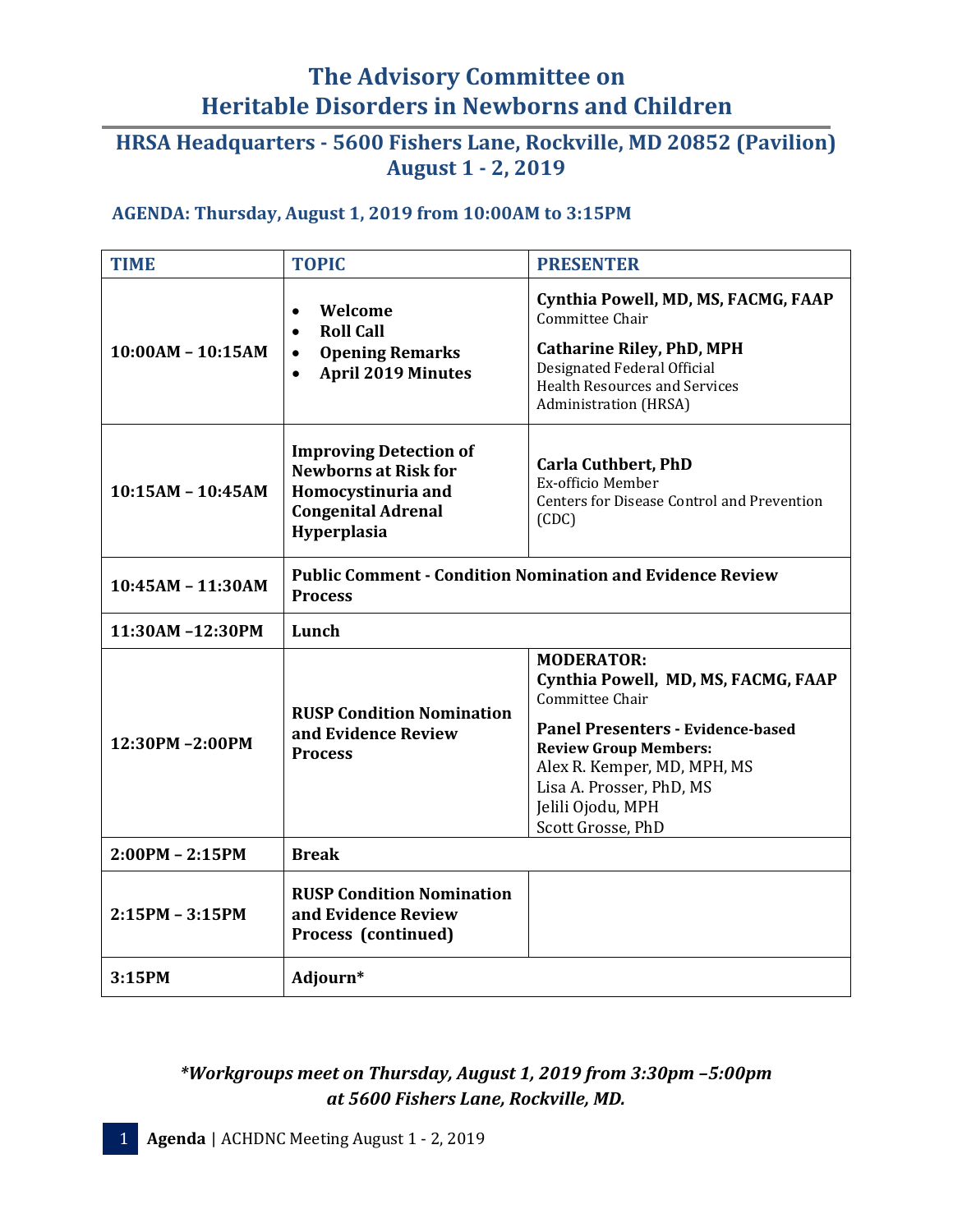# The Advisory Committee on Heritable Disorders in Newborns and Children

## HRSA Headquarters - 5600 Fishers Lane, Rockville, MD 20852 (Pavilion)
## August 1 - 2, 2019

### AGENDA: Thursday, August 1, 2019 from 10:00AM to 3:15PM

| TIME | TOPIC | PRESENTER |
| --- | --- | --- |
| **10:00AM – 10:15AM** | • **Welcome**<br>• **Roll Call**<br>• **Opening Remarks**<br>• **April 2019 Minutes** | **Cynthia Powell, MD, MS, FACMG, FAAP**<br>Committee Chair<br>**Catharine Riley, PhD, MPH**<br>Designated Federal Official<br>Health Resources and Services Administration (HRSA) |
| **10:15AM – 10:45AM** | **Improving Detection of Newborns at Risk for Homocystinuria and Congenital Adrenal Hyperplasia** | **Carla Cuthbert, PhD**<br>Ex-officio Member<br>Centers for Disease Control and Prevention (CDC) |
| **10:45AM – 11:30AM** | **Public Comment - Condition Nomination and Evidence Review Process** | |
| **11:30AM –12:30PM** | **Lunch** | |
| **12:30PM –2:00PM** | **RUSP Condition Nomination and Evidence Review Process** | **MODERATOR:**<br>**Cynthia Powell, MD, MS, FACMG, FAAP**<br>Committee Chair<br>**Panel Presenters - Evidence-based Review Group Members:**<br>Alex R. Kemper, MD, MPH, MS<br>Lisa A. Prosser, PhD, MS<br>Jelili Ojodu, MPH<br>Scott Grosse, PhD |
| **2:00PM – 2:15PM** | **Break** | |
| **2:15PM – 3:15PM** | **RUSP Condition Nomination and Evidence Review Process (continued)** | |
| **3:15PM** | **Adjourn*** | |

***Workgroups meet on Thursday, August 1, 2019 from 3:30pm –5:00pm at 5600 Fishers Lane, Rockville, MD.***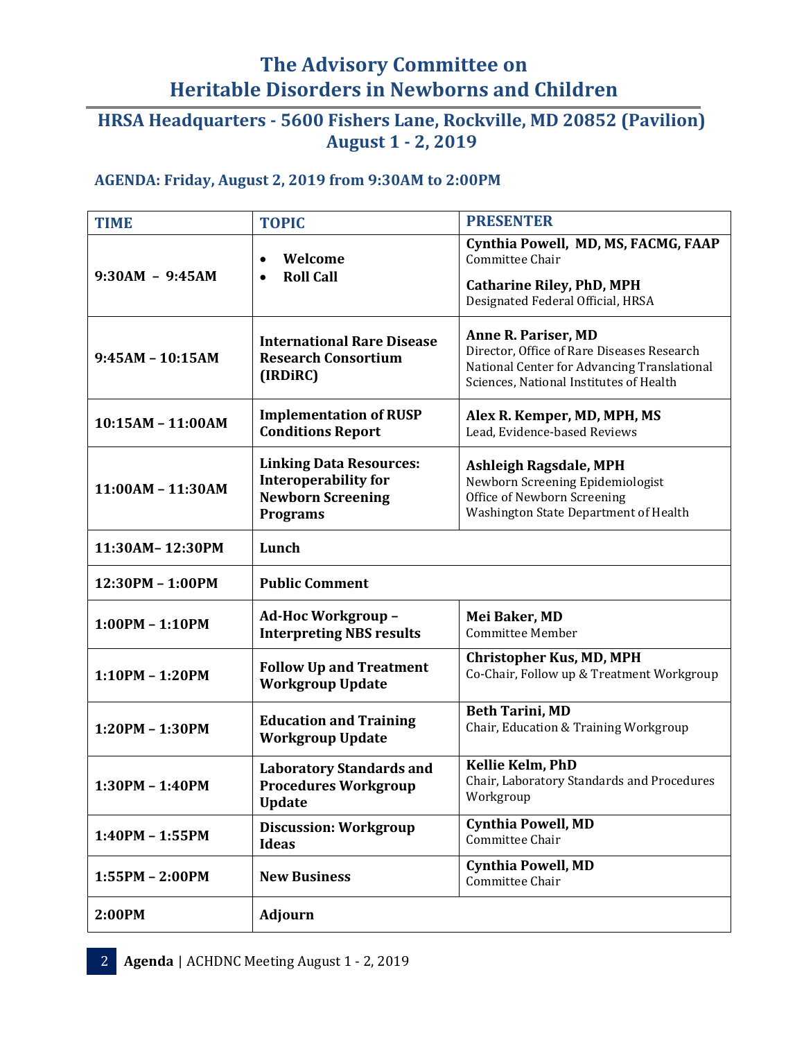# The Advisory Committee on Heritable Disorders in Newborns and Children

## HRSA Headquarters - 5600 Fishers Lane, Rockville, MD 20852 (Pavilion)
## August 1 - 2, 2019

### AGENDA: Friday, August 2, 2019 from 9:30AM to 2:00PM

| TIME | TOPIC | PRESENTER |
|---|---|---|
| 9:30AM – 9:45AM | • **Welcome**<br>• **Roll Call** | **Cynthia Powell, MD, MS, FACMG, FAAP**<br>Committee Chair<br>**Catharine Riley, PhD, MPH**<br>Designated Federal Official, HRSA |
| 9:45AM – 10:15AM | **International Rare Disease Research Consortium (IRDiRC)** | **Anne R. Pariser, MD**<br>Director, Office of Rare Diseases Research<br>National Center for Advancing Translational Sciences, National Institutes of Health |
| 10:15AM – 11:00AM | **Implementation of RUSP Conditions Report** | **Alex R. Kemper, MD, MPH, MS**<br>Lead, Evidence-based Reviews |
| 11:00AM – 11:30AM | **Linking Data Resources: Interoperability for Newborn Screening Programs** | **Ashleigh Ragsdale, MPH**<br>Newborn Screening Epidemiologist<br>Office of Newborn Screening<br>Washington State Department of Health |
| 11:30AM– 12:30PM | **Lunch** | |
| 12:30PM – 1:00PM | **Public Comment** | |
| 1:00PM – 1:10PM | **Ad-Hoc Workgroup – Interpreting NBS results** | **Mei Baker, MD**<br>Committee Member |
| 1:10PM – 1:20PM | **Follow Up and Treatment Workgroup Update** | **Christopher Kus, MD, MPH**<br>Co-Chair, Follow up & Treatment Workgroup |
| 1:20PM – 1:30PM | **Education and Training Workgroup Update** | **Beth Tarini, MD**<br>Chair, Education & Training Workgroup |
| 1:30PM – 1:40PM | **Laboratory Standards and Procedures Workgroup Update** | **Kellie Kelm, PhD**<br>Chair, Laboratory Standards and Procedures Workgroup |
| 1:40PM – 1:55PM | **Discussion: Workgroup Ideas** | **Cynthia Powell, MD**<br>Committee Chair |
| 1:55PM – 2:00PM | **New Business** | **Cynthia Powell, MD**<br>Committee Chair |
| 2:00PM | **Adjourn** | |